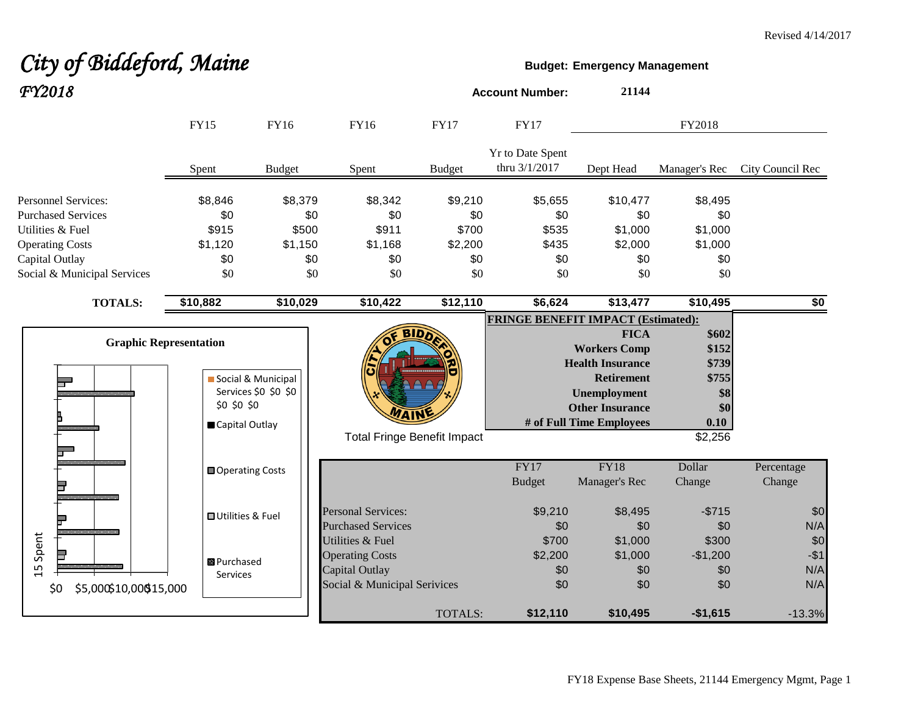Revised 4/14/2017

# *City of Biddeford, Maine*

## *FY2018*

**Budget: Emergency Management**

**Account Number: 21144**

| | FY15 | FY16 | FY16 | FY17 | FY17 | FY2018 | | |
|---|---|---|---|---|---|---|---|---|
| | Spent | Budget | Spent | Budget | Yr to Date Spent thru 3/1/2017 | Dept Head | Manager's Rec | City Council Rec |
| Personnel Services: | $8,846 | $8,379 | $8,342 | $9,210 | $5,655 | $10,477 | $8,495 | |
| Purchased Services | $0 | $0 | $0 | $0 | $0 | $0 | $0 | |
| Utilities & Fuel | $915 | $500 | $911 | $700 | $535 | $1,000 | $1,000 | |
| Operating Costs | $1,120 | $1,150 | $1,168 | $2,200 | $435 | $2,000 | $1,000 | |
| Capital Outlay | $0 | $0 | $0 | $0 | $0 | $0 | $0 | |
| Social & Municipal Services | $0 | $0 | $0 | $0 | $0 | $0 | $0 | |
| **TOTALS:** | **$10,882** | **$10,029** | **$10,422** | **$12,110** | **$6,624** | **$13,477** | **$10,495** | **$0** |

**Graphic Representation**

**FRINGE BENEFIT IMPACT (Estimated):**

| | |
|---|---|
| **FICA** | **$602** |
| **Workers Comp** | **$152** |
| **Health Insurance** | **$739** |
| **Retirement** | **$755** |
| **Unemployment** | **$8** |
| **Other Insurance** | **$0** |
| **# of Full Time Employees** | **0.10** |
| Total Fringe Benefit Impact | $2,256 |

| | FY17 Budget | FY18 Manager's Rec | Dollar Change | Percentage Change |
|---|---|---|---|---|
| Personal Services: | $9,210 | $8,495 | -$715 | $0 |
| Purchased Services | $0 | $0 | $0 | N/A |
| Utilities & Fuel | $700 | $1,000 | $300 | $0 |
| Operating Costs | $2,200 | $1,000 | -$1,200 | -$1 |
| Capital Outlay | $0 | $0 | $0 | N/A |
| Social & Municipal Serivices | $0 | $0 | $0 | N/A |
| TOTALS: | **$12,110** | **$10,495** | **-$1,615** | -13.3% |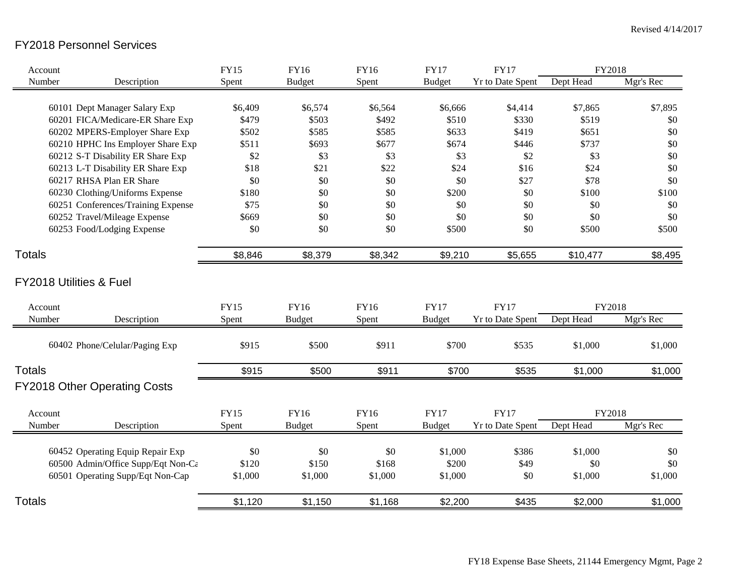Revised 4/14/2017

## FY2018 Personnel Services

| Account Number | Description | FY15 Spent | FY16 Budget | FY16 Spent | FY17 Budget | FY17 Yr to Date Spent | FY2018 Dept Head | FY2018 Mgr's Rec |
|---|---|---|---|---|---|---|---|---|
| 60101 | Dept Manager Salary Exp | $6,409 | $6,574 | $6,564 | $6,666 | $4,414 | $7,865 | $7,895 |
| 60201 | FICA/Medicare-ER Share Exp | $479 | $503 | $492 | $510 | $330 | $519 | $0 |
| 60202 | MPERS-Employer Share Exp | $502 | $585 | $585 | $633 | $419 | $651 | $0 |
| 60210 | HPHC Ins Employer Share Exp | $511 | $693 | $677 | $674 | $446 | $737 | $0 |
| 60212 | S-T Disability ER Share Exp | $2 | $3 | $3 | $3 | $2 | $3 | $0 |
| 60213 | L-T Disability ER Share Exp | $18 | $21 | $22 | $24 | $16 | $24 | $0 |
| 60217 | RHSA Plan ER Share | $0 | $0 | $0 | $0 | $27 | $78 | $0 |
| 60230 | Clothing/Uniforms Expense | $180 | $0 | $0 | $200 | $0 | $100 | $100 |
| 60251 | Conferences/Training Expense | $75 | $0 | $0 | $0 | $0 | $0 | $0 |
| 60252 | Travel/Mileage Expense | $669 | $0 | $0 | $0 | $0 | $0 | $0 |
| 60253 | Food/Lodging Expense | $0 | $0 | $0 | $500 | $0 | $500 | $500 |
| **Totals** | | $8,846 | $8,379 | $8,342 | $9,210 | $5,655 | $10,477 | $8,495 |

## FY2018 Utilities & Fuel

| Account Number | Description | FY15 Spent | FY16 Budget | FY16 Spent | FY17 Budget | FY17 Yr to Date Spent | FY2018 Dept Head | FY2018 Mgr's Rec |
|---|---|---|---|---|---|---|---|---|
| 60402 | Phone/Celular/Paging Exp | $915 | $500 | $911 | $700 | $535 | $1,000 | $1,000 |
| **Totals** | | $915 | $500 | $911 | $700 | $535 | $1,000 | $1,000 |

## FY2018 Other Operating Costs

| Account Number | Description | FY15 Spent | FY16 Budget | FY16 Spent | FY17 Budget | FY17 Yr to Date Spent | FY2018 Dept Head | FY2018 Mgr's Rec |
|---|---|---|---|---|---|---|---|---|
| 60452 | Operating Equip Repair Exp | $0 | $0 | $0 | $1,000 | $386 | $1,000 | $0 |
| 60500 | Admin/Office Supp/Eqt Non-Ca | $120 | $150 | $168 | $200 | $49 | $0 | $0 |
| 60501 | Operating Supp/Eqt Non-Cap | $1,000 | $1,000 | $1,000 | $1,000 | $0 | $1,000 | $1,000 |
| **Totals** | | $1,120 | $1,150 | $1,168 | $2,200 | $435 | $2,000 | $1,000 |

FY18 Expense Base Sheets, 21144 Emergency Mgmt, Page 2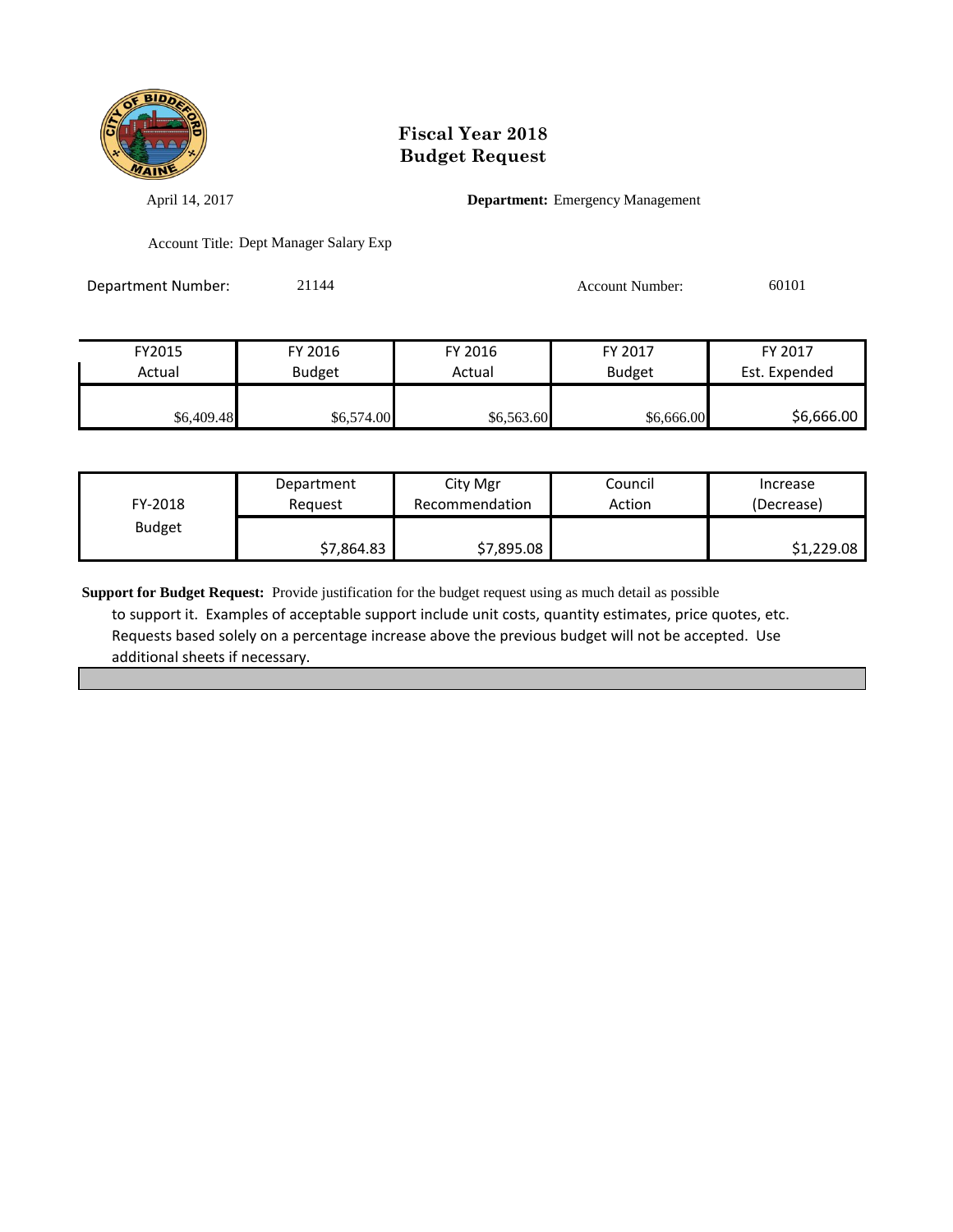# Fiscal Year 2018
# Budget Request

April 14, 2017

**Department:** Emergency Management

Account Title: Dept Manager Salary Exp

Department Number: 21144

Account Number: 60101

| FY2015 Actual | FY 2016 Budget | FY 2016 Actual | FY 2017 Budget | FY 2017 Est. Expended |
|---|---|---|---|---|
| $6,409.48 | $6,574.00 | $6,563.60 | $6,666.00 | $6,666.00 |

| FY-2018 Budget | Department Request | City Mgr Recommendation | Council Action | Increase (Decrease) |
|---|---|---|---|---|
| | $7,864.83 | $7,895.08 | | $1,229.08 |

**Support for Budget Request:** Provide justification for the budget request using as much detail as possible to support it. Examples of acceptable support include unit costs, quantity estimates, price quotes, etc. Requests based solely on a percentage increase above the previous budget will not be accepted. Use additional sheets if necessary.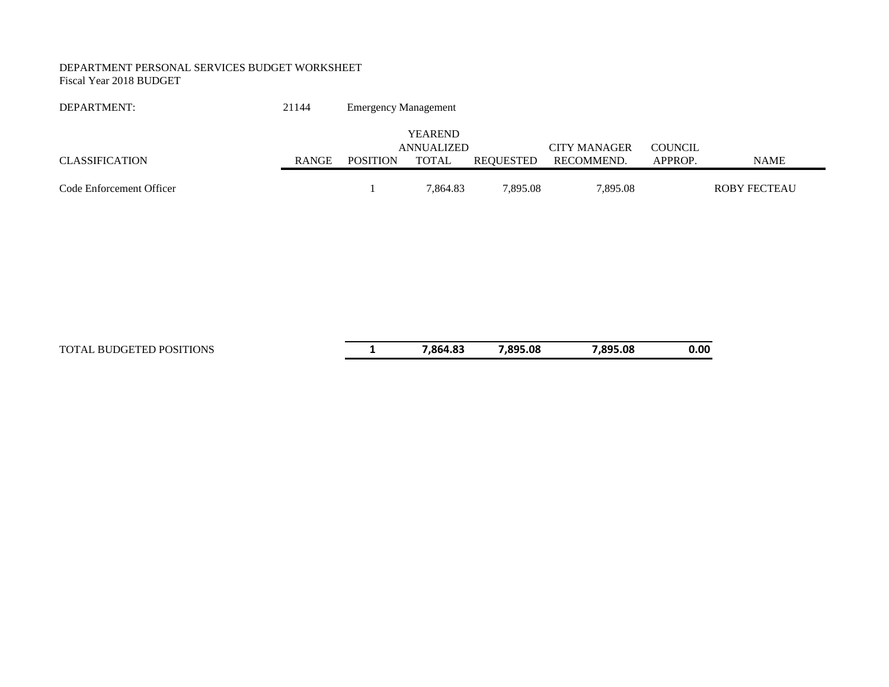DEPARTMENT PERSONAL SERVICES BUDGET WORKSHEET
Fiscal Year 2018 BUDGET

DEPARTMENT: 21144 Emergency Management

| CLASSIFICATION | RANGE | POSITION | YEAREND ANNUALIZED TOTAL | REQUESTED | CITY MANAGER RECOMMEND. | COUNCIL APPROP. | NAME |
|---|---|---|---|---|---|---|---|
| Code Enforcement Officer | | 1 | 7,864.83 | 7,895.08 | 7,895.08 | | ROBY FECTEAU |
| TOTAL BUDGETED POSITIONS | | **1** | **7,864.83** | **7,895.08** | **7,895.08** | **0.00** | |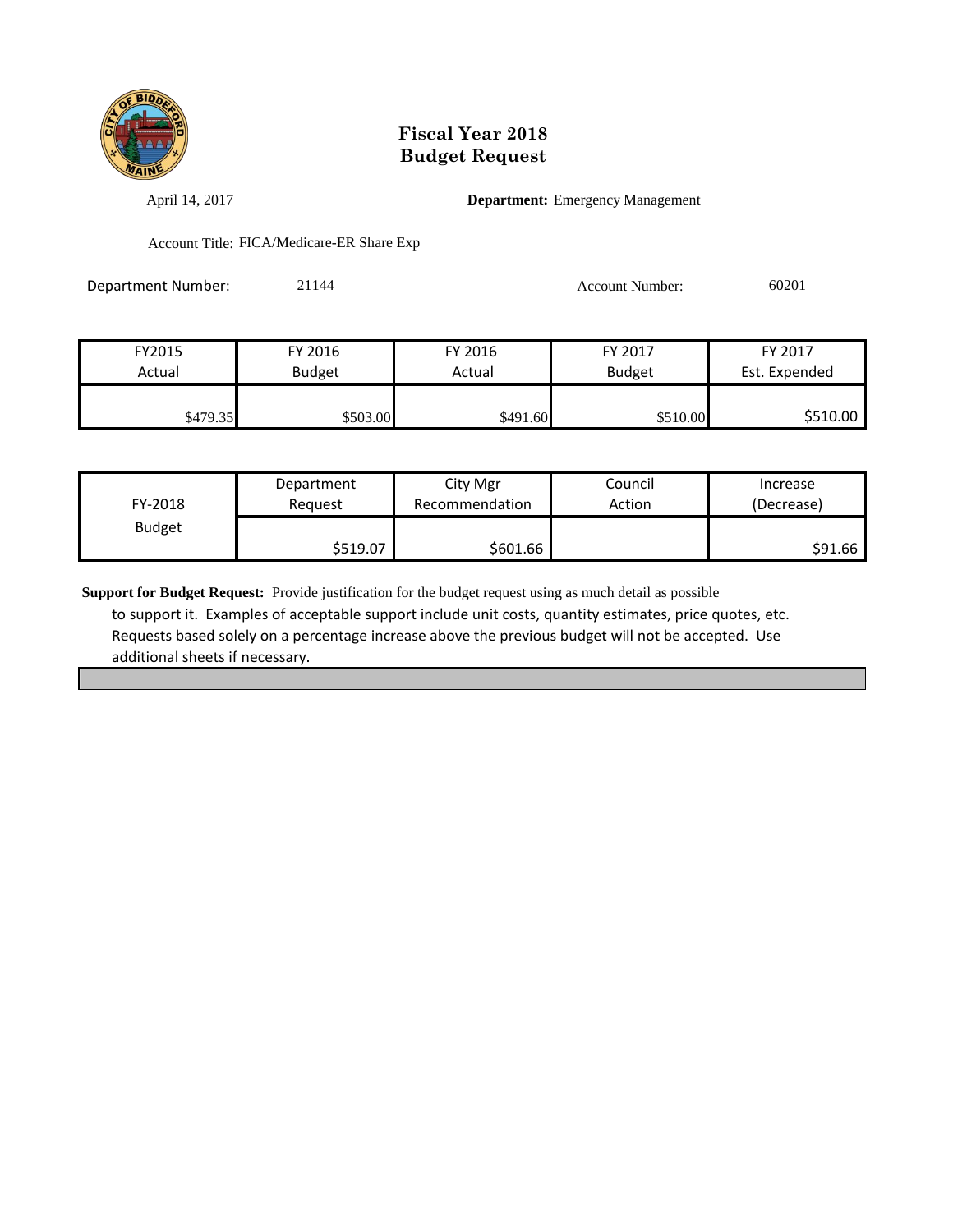# Fiscal Year 2018
# Budget Request

April 14, 2017

**Department:** Emergency Management

Account Title: FICA/Medicare-ER Share Exp

Department Number: 21144

Account Number: 60201

| FY2015 Actual | FY 2016 Budget | FY 2016 Actual | FY 2017 Budget | FY 2017 Est. Expended |
|---|---|---|---|---|
| $479.35 | $503.00 | $491.60 | $510.00 | $510.00 |

| FY-2018 Budget | Department Request | City Mgr Recommendation | Council Action | Increase (Decrease) |
|---|---|---|---|---|
| | $519.07 | $601.66 | | $91.66 |

**Support for Budget Request:** Provide justification for the budget request using as much detail as possible to support it. Examples of acceptable support include unit costs, quantity estimates, price quotes, etc. Requests based solely on a percentage increase above the previous budget will not be accepted. Use additional sheets if necessary.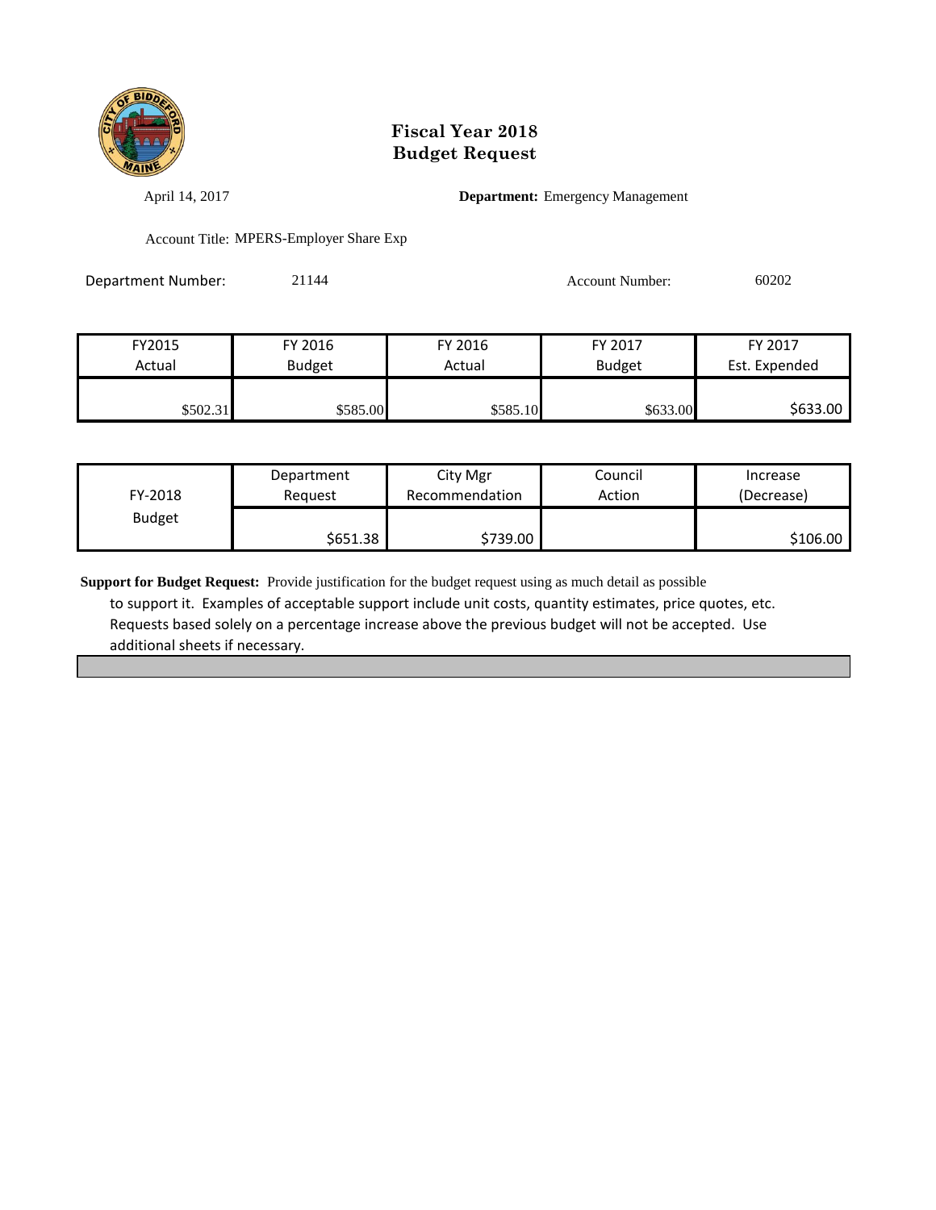# Fiscal Year 2018
# Budget Request

April 14, 2017

**Department:** Emergency Management

Account Title: MPERS-Employer Share Exp

Department Number: 21144

Account Number: 60202

| FY2015 Actual | FY 2016 Budget | FY 2016 Actual | FY 2017 Budget | FY 2017 Est. Expended |
|---|---|---|---|---|
| $502.31 | $585.00 | $585.10 | $633.00 | $633.00 |

| FY-2018 Budget | Department Request | City Mgr Recommendation | Council Action | Increase (Decrease) |
|---|---|---|---|---|
| | $651.38 | $739.00 | | $106.00 |

**Support for Budget Request:** Provide justification for the budget request using as much detail as possible to support it. Examples of acceptable support include unit costs, quantity estimates, price quotes, etc. Requests based solely on a percentage increase above the previous budget will not be accepted. Use additional sheets if necessary.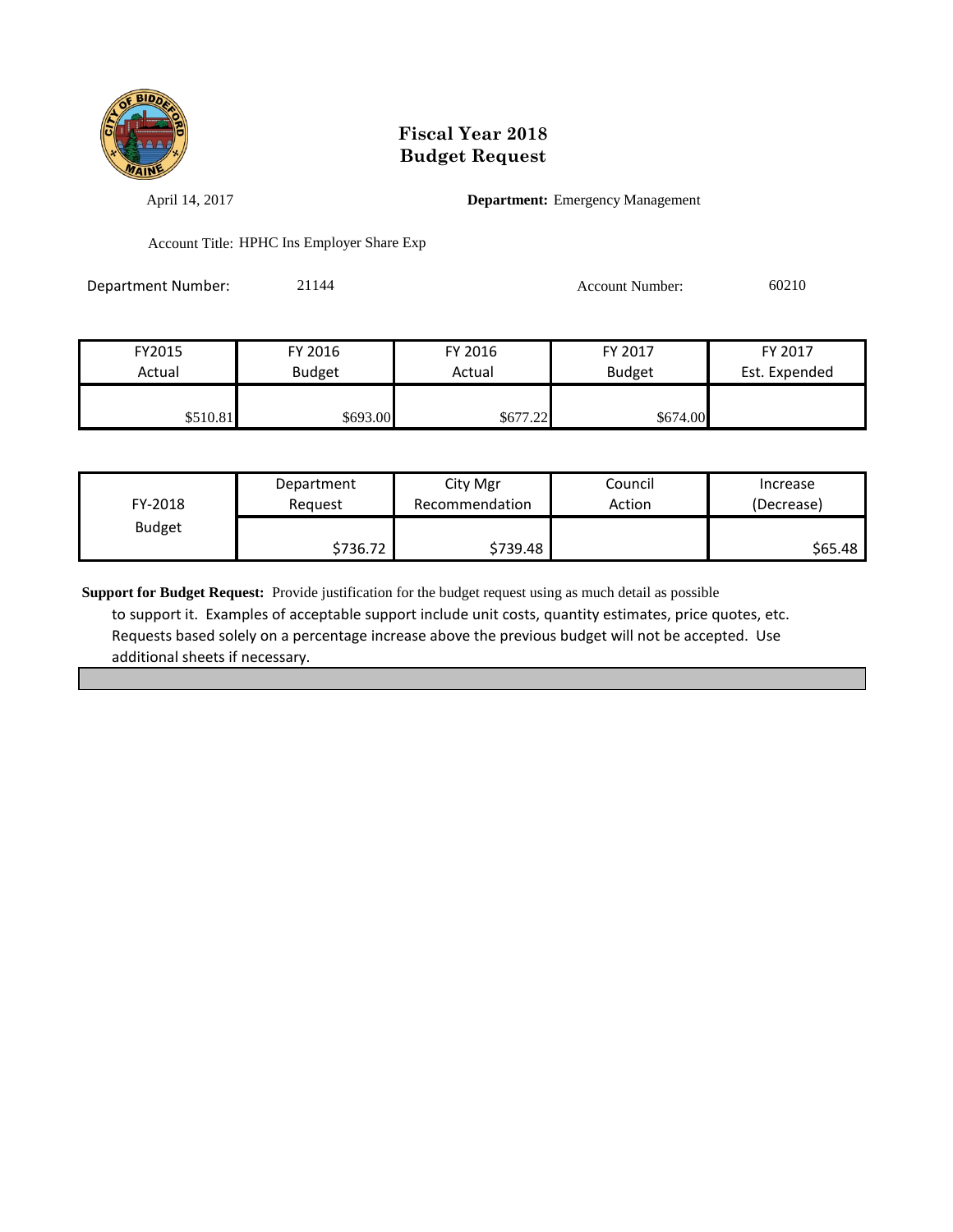# Fiscal Year 2018
# Budget Request

April 14, 2017

**Department:** Emergency Management

Account Title: HPHC Ins Employer Share Exp

Department Number: 21144

Account Number: 60210

| FY2015 Actual | FY 2016 Budget | FY 2016 Actual | FY 2017 Budget | FY 2017 Est. Expended |
|---|---|---|---|---|
| $510.81 | $693.00 | $677.22 | $674.00 | |

| FY-2018 Budget | Department Request | City Mgr Recommendation | Council Action | Increase (Decrease) |
|---|---|---|---|---|
| | $736.72 | $739.48 | | $65.48 |

**Support for Budget Request:** Provide justification for the budget request using as much detail as possible to support it. Examples of acceptable support include unit costs, quantity estimates, price quotes, etc. Requests based solely on a percentage increase above the previous budget will not be accepted. Use additional sheets if necessary.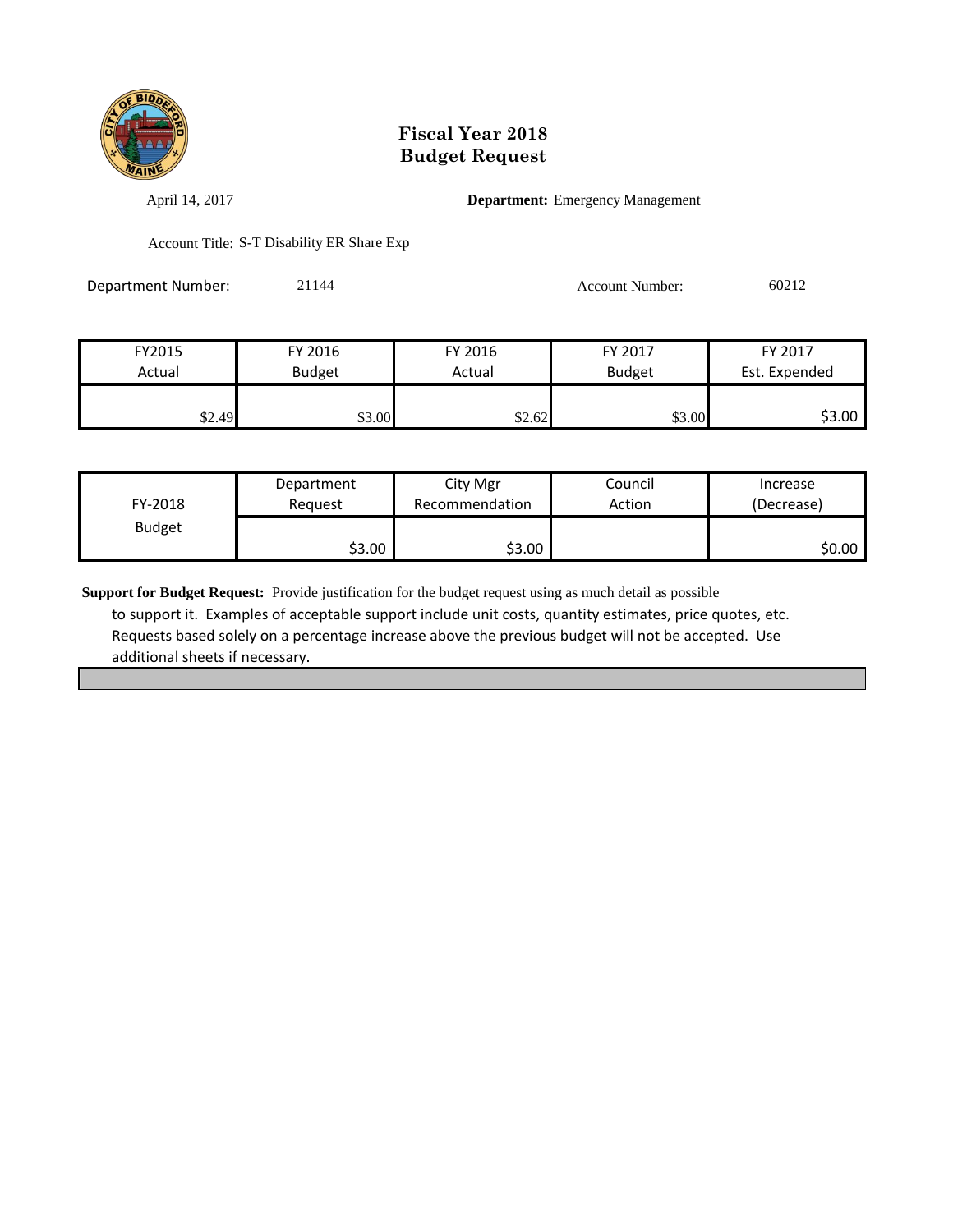# Fiscal Year 2018
# Budget Request

April 14, 2017

**Department:** Emergency Management

Account Title: S-T Disability ER Share Exp

Department Number: 21144

Account Number: 60212

| FY2015 Actual | FY 2016 Budget | FY 2016 Actual | FY 2017 Budget | FY 2017 Est. Expended |
|---|---|---|---|---|
| $2.49 | $3.00 | $2.62 | $3.00 | $3.00 |

| FY-2018 Budget | Department Request | City Mgr Recommendation | Council Action | Increase (Decrease) |
|---|---|---|---|---|
| | $3.00 | $3.00 | | $0.00 |

**Support for Budget Request:** Provide justification for the budget request using as much detail as possible to support it. Examples of acceptable support include unit costs, quantity estimates, price quotes, etc. Requests based solely on a percentage increase above the previous budget will not be accepted. Use additional sheets if necessary.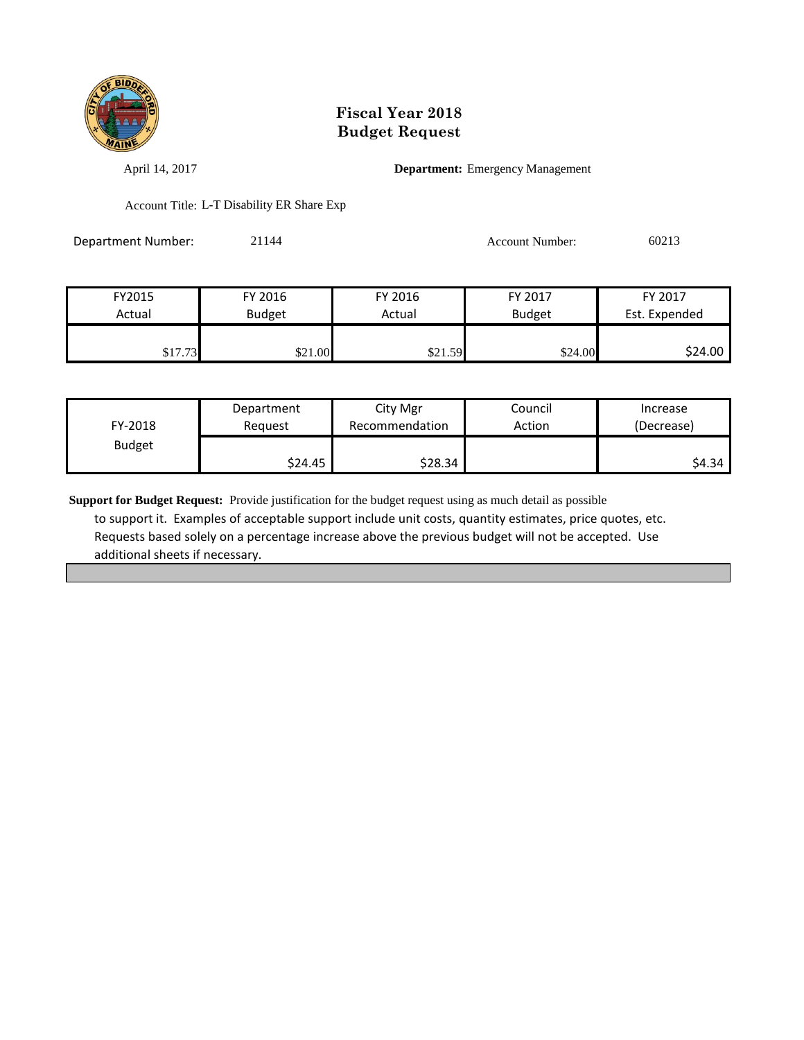# Fiscal Year 2018
# Budget Request

April 14, 2017

**Department:** Emergency Management

Account Title: L-T Disability ER Share Exp

Department Number: 21144

Account Number: 60213

| FY2015 Actual | FY 2016 Budget | FY 2016 Actual | FY 2017 Budget | FY 2017 Est. Expended |
|---|---|---|---|---|
| $17.73 | $21.00 | $21.59 | $24.00 | $24.00 |

| FY-2018 Budget | Department Request | City Mgr Recommendation | Council Action | Increase (Decrease) |
|---|---|---|---|---|
| | $24.45 | $28.34 | | $4.34 |

**Support for Budget Request:** Provide justification for the budget request using as much detail as possible to support it. Examples of acceptable support include unit costs, quantity estimates, price quotes, etc. Requests based solely on a percentage increase above the previous budget will not be accepted. Use additional sheets if necessary.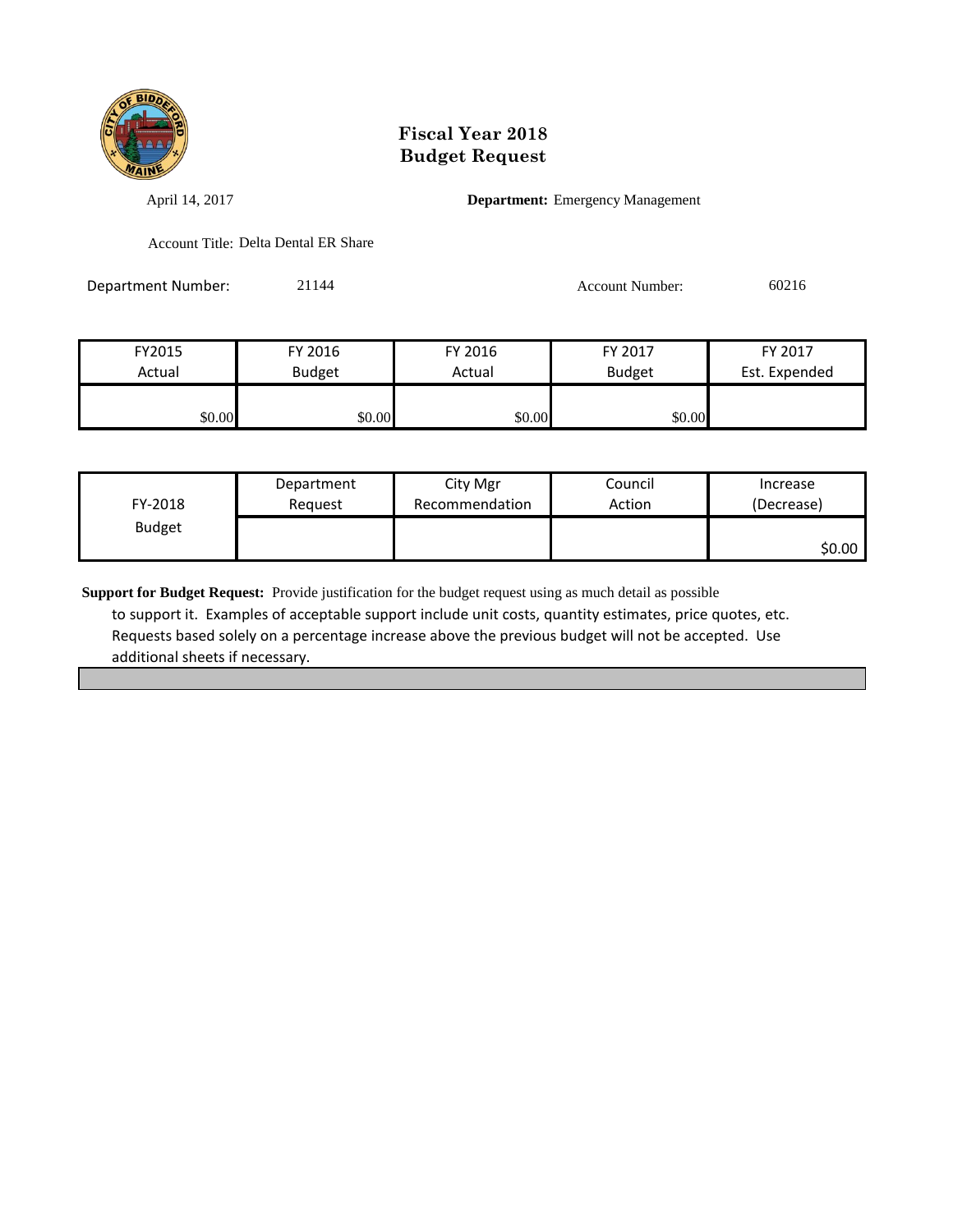# Fiscal Year 2018
# Budget Request

April 14, 2017

**Department:** Emergency Management

Account Title: Delta Dental ER Share

Department Number: 21144

Account Number: 60216

| FY2015 Actual | FY 2016 Budget | FY 2016 Actual | FY 2017 Budget | FY 2017 Est. Expended |
|---|---|---|---|---|
| $0.00 | $0.00 | $0.00 | $0.00 | |

| FY-2018 Budget | Department Request | City Mgr Recommendation | Council Action | Increase (Decrease) |
|---|---|---|---|---|
| | | | | $0.00 |

**Support for Budget Request:** Provide justification for the budget request using as much detail as possible to support it. Examples of acceptable support include unit costs, quantity estimates, price quotes, etc. Requests based solely on a percentage increase above the previous budget will not be accepted. Use additional sheets if necessary.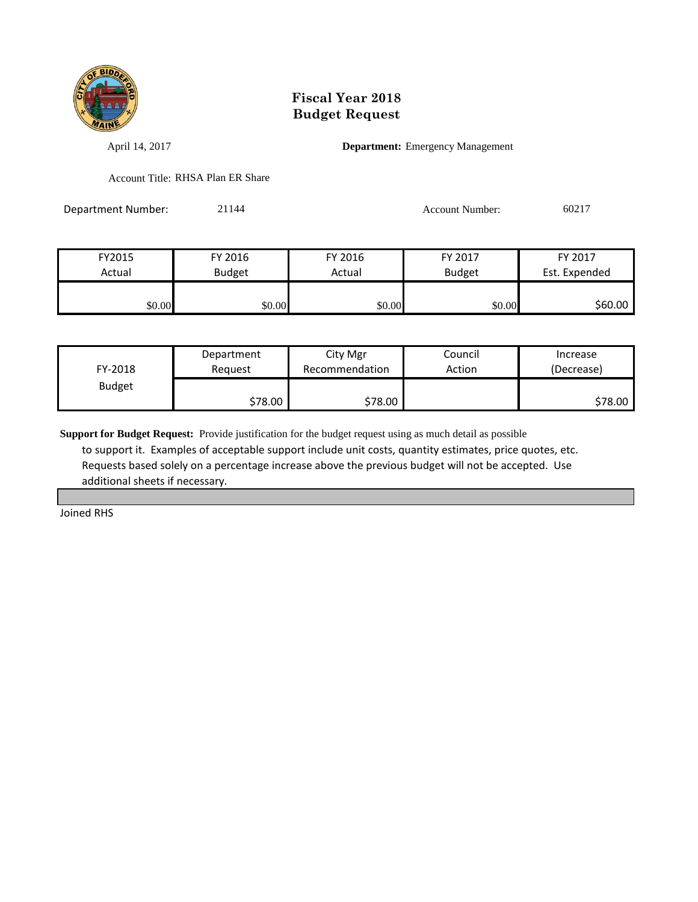# Fiscal Year 2018
# Budget Request

April 14, 2017

**Department:** Emergency Management

Account Title: RHSA Plan ER Share

Department Number: 21144

Account Number: 60217

| FY2015 Actual | FY 2016 Budget | FY 2016 Actual | FY 2017 Budget | FY 2017 Est. Expended |
|---|---|---|---|---|
| $0.00 | $0.00 | $0.00 | $0.00 | $60.00 |

| FY-2018 Budget | Department Request | City Mgr Recommendation | Council Action | Increase (Decrease) |
|---|---|---|---|---|
| | $78.00 | $78.00 | | $78.00 |

**Support for Budget Request:** Provide justification for the budget request using as much detail as possible to support it. Examples of acceptable support include unit costs, quantity estimates, price quotes, etc. Requests based solely on a percentage increase above the previous budget will not be accepted. Use additional sheets if necessary.

Joined RHS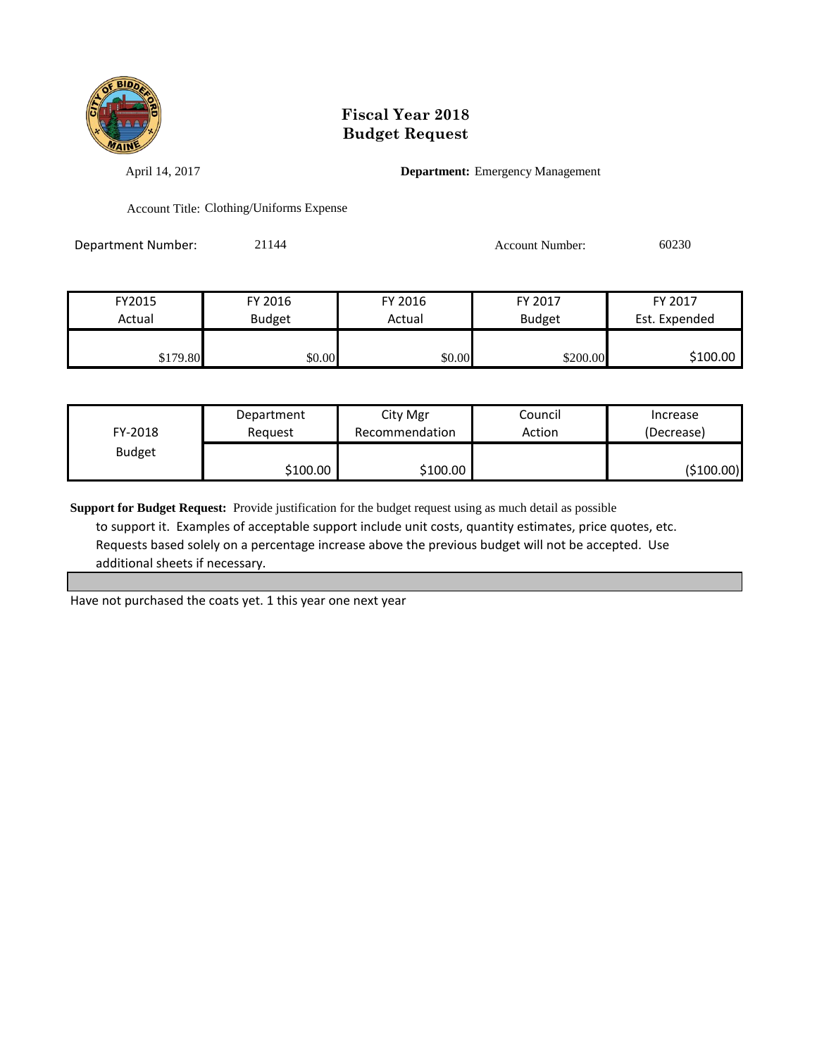# Fiscal Year 2018
# Budget Request

April 14, 2017

**Department:** Emergency Management

Account Title: Clothing/Uniforms Expense

Department Number: 21144

Account Number: 60230

| FY2015 Actual | FY 2016 Budget | FY 2016 Actual | FY 2017 Budget | FY 2017 Est. Expended |
|---|---|---|---|---|
| $179.80 | $0.00 | $0.00 | $200.00 | $100.00 |

| FY-2018 Budget | Department Request | City Mgr Recommendation | Council Action | Increase (Decrease) |
|---|---|---|---|---|
| | $100.00 | $100.00 | | ($100.00) |

**Support for Budget Request:** Provide justification for the budget request using as much detail as possible to support it. Examples of acceptable support include unit costs, quantity estimates, price quotes, etc. Requests based solely on a percentage increase above the previous budget will not be accepted. Use additional sheets if necessary.

Have not purchased the coats yet. 1 this year one next year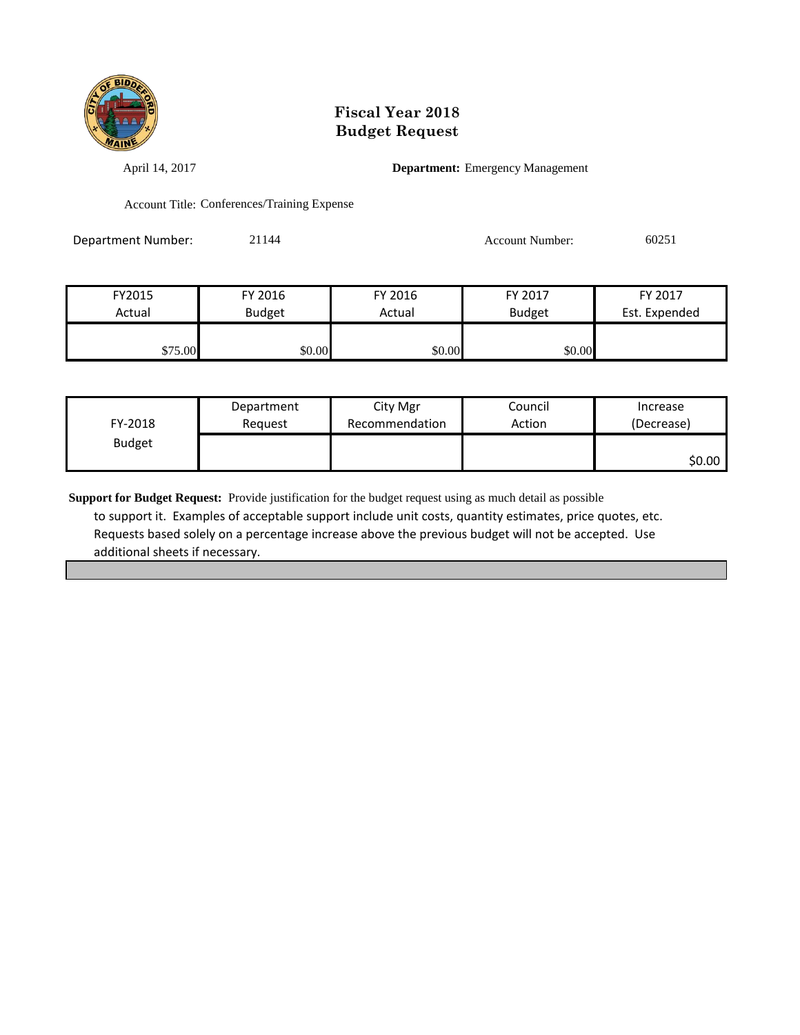# Fiscal Year 2018
# Budget Request

April 14, 2017

**Department:** Emergency Management

Account Title: Conferences/Training Expense

Department Number: 21144

Account Number: 60251

| FY2015 Actual | FY 2016 Budget | FY 2016 Actual | FY 2017 Budget | FY 2017 Est. Expended |
|---|---|---|---|---|
| $75.00 | $0.00 | $0.00 | $0.00 | |

| FY-2018 Budget | Department Request | City Mgr Recommendation | Council Action | Increase (Decrease) |
|---|---|---|---|---|
| | | | | $0.00 |

**Support for Budget Request:** Provide justification for the budget request using as much detail as possible to support it. Examples of acceptable support include unit costs, quantity estimates, price quotes, etc. Requests based solely on a percentage increase above the previous budget will not be accepted. Use additional sheets if necessary.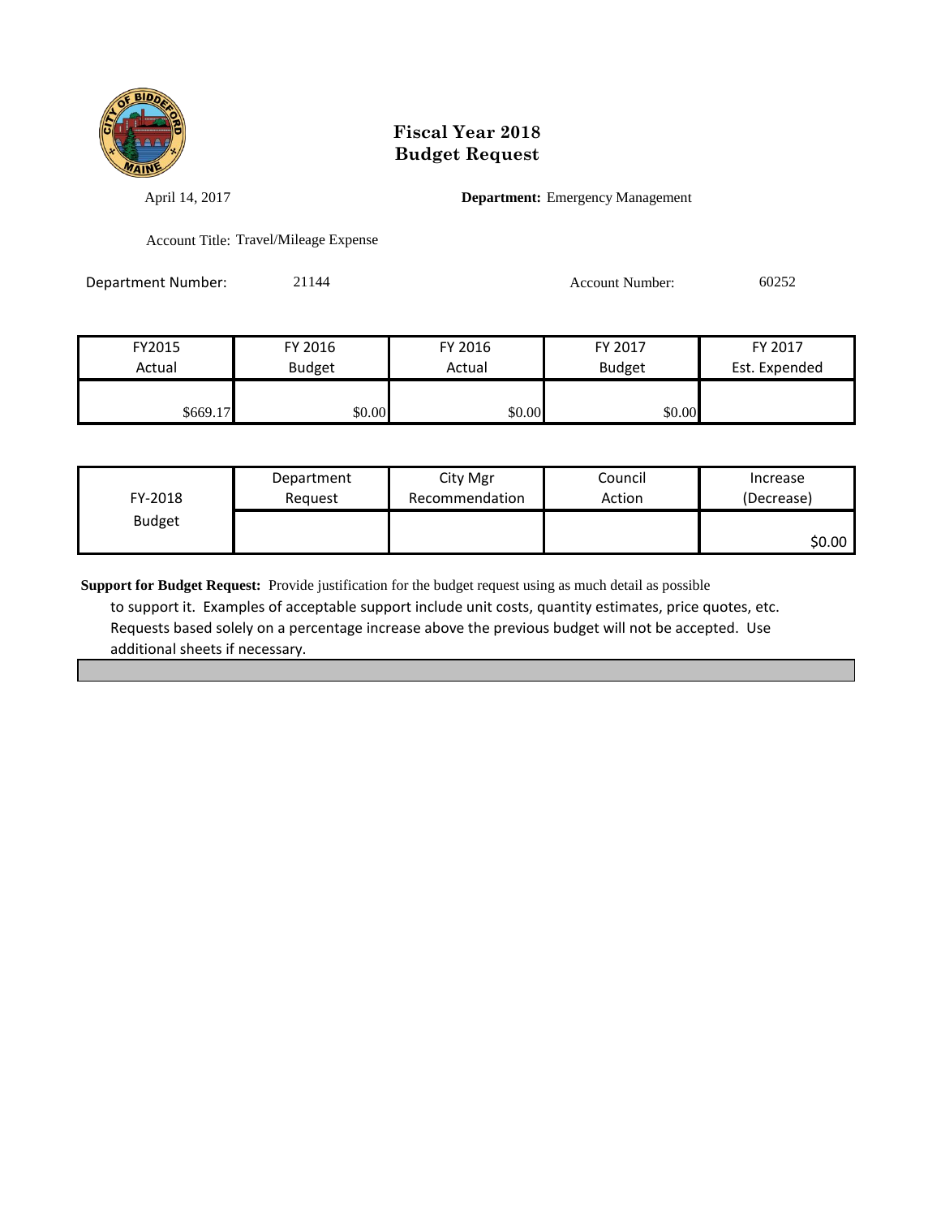# Fiscal Year 2018
# Budget Request

April 14, 2017

**Department:** Emergency Management

Account Title: Travel/Mileage Expense

Department Number: 21144

Account Number: 60252

| FY2015 Actual | FY 2016 Budget | FY 2016 Actual | FY 2017 Budget | FY 2017 Est. Expended |
|---|---|---|---|---|
| $669.17 | $0.00 | $0.00 | $0.00 | |

| FY-2018 Budget | Department Request | City Mgr Recommendation | Council Action | Increase (Decrease) |
|---|---|---|---|---|
| | | | | $0.00 |

**Support for Budget Request:** Provide justification for the budget request using as much detail as possible to support it. Examples of acceptable support include unit costs, quantity estimates, price quotes, etc. Requests based solely on a percentage increase above the previous budget will not be accepted. Use additional sheets if necessary.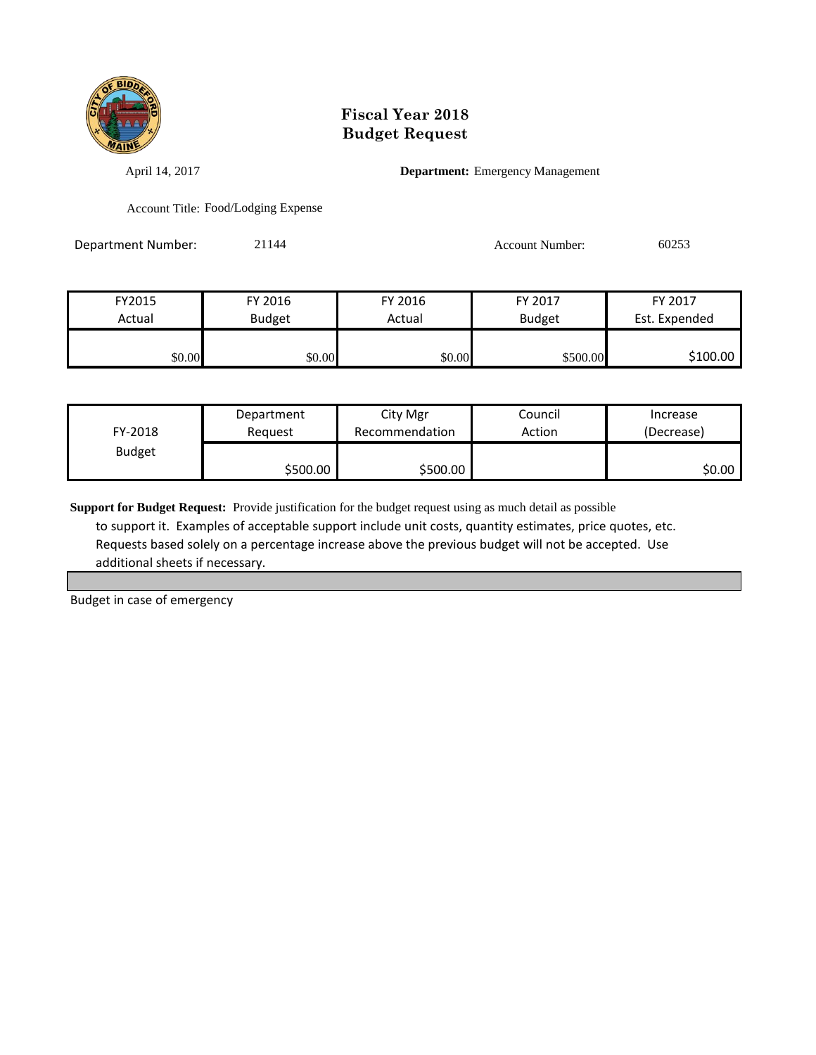# Fiscal Year 2018
# Budget Request

April 14, 2017

**Department:** Emergency Management

Account Title: Food/Lodging Expense

Department Number: 21144

Account Number: 60253

| FY2015 Actual | FY 2016 Budget | FY 2016 Actual | FY 2017 Budget | FY 2017 Est. Expended |
|---|---|---|---|---|
| $0.00 | $0.00 | $0.00 | $500.00 | $100.00 |

| FY-2018 Budget | Department Request | City Mgr Recommendation | Council Action | Increase (Decrease) |
|---|---|---|---|---|
| | $500.00 | $500.00 | | $0.00 |

**Support for Budget Request:** Provide justification for the budget request using as much detail as possible to support it. Examples of acceptable support include unit costs, quantity estimates, price quotes, etc. Requests based solely on a percentage increase above the previous budget will not be accepted. Use additional sheets if necessary.

Budget in case of emergency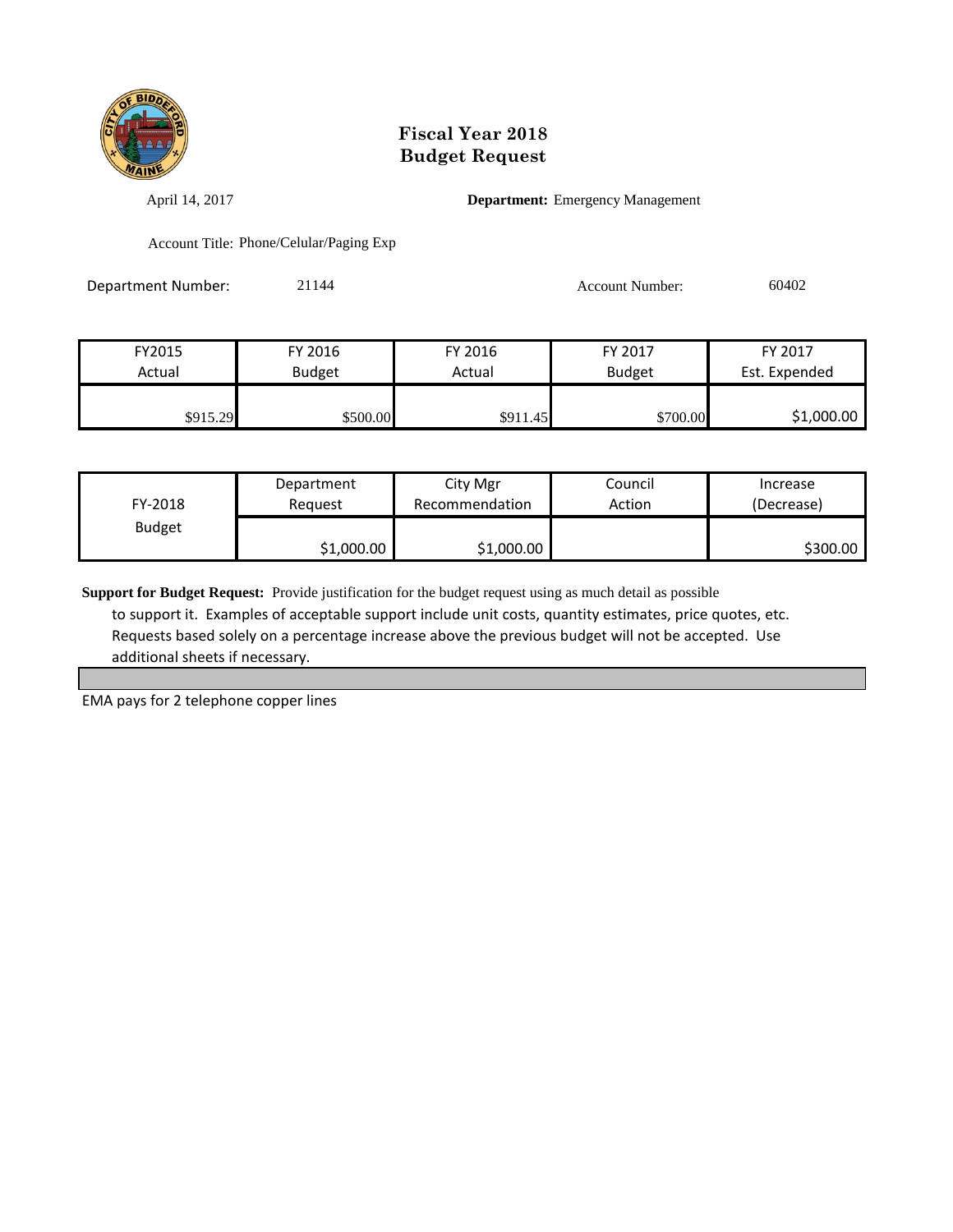# Fiscal Year 2018
# Budget Request

April 14, 2017

**Department:** Emergency Management

Account Title: Phone/Celular/Paging Exp

Department Number: 21144

Account Number: 60402

| FY2015 Actual | FY 2016 Budget | FY 2016 Actual | FY 2017 Budget | FY 2017 Est. Expended |
|---|---|---|---|---|
| $915.29 | $500.00 | $911.45 | $700.00 | $1,000.00 |

| FY-2018 Budget | Department Request | City Mgr Recommendation | Council Action | Increase (Decrease) |
|---|---|---|---|---|
| | $1,000.00 | $1,000.00 | | $300.00 |

**Support for Budget Request:** Provide justification for the budget request using as much detail as possible to support it. Examples of acceptable support include unit costs, quantity estimates, price quotes, etc. Requests based solely on a percentage increase above the previous budget will not be accepted. Use additional sheets if necessary.

EMA pays for 2 telephone copper lines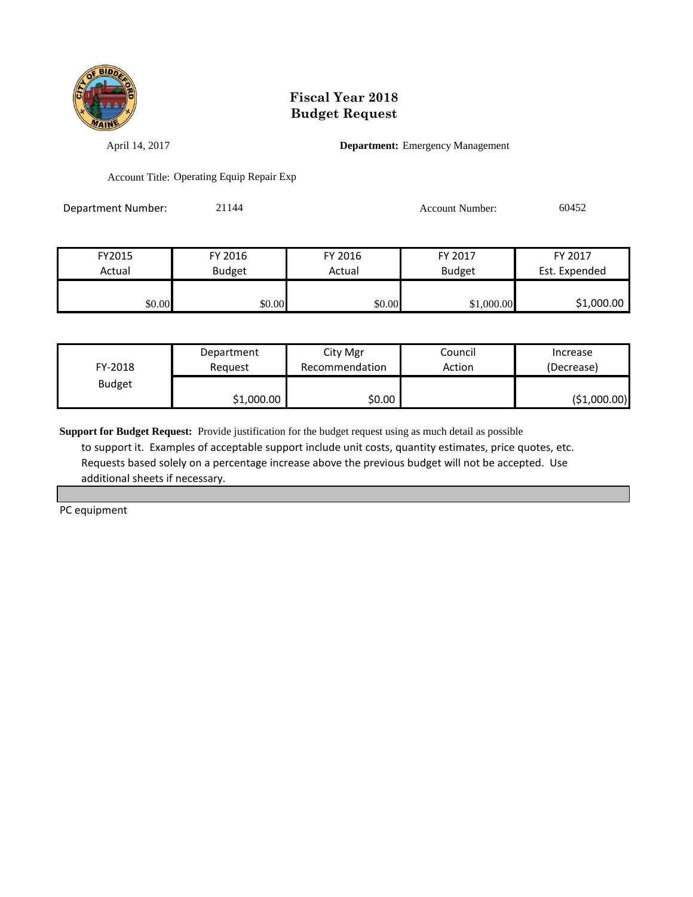# Fiscal Year 2018
# Budget Request

April 14, 2017

**Department:** Emergency Management

Account Title: Operating Equip Repair Exp

Department Number: 21144

Account Number: 60452

| FY2015 Actual | FY 2016 Budget | FY 2016 Actual | FY 2017 Budget | FY 2017 Est. Expended |
|---|---|---|---|---|
| $0.00 | $0.00 | $0.00 | $1,000.00 | $1,000.00 |

| FY-2018 Budget | Department Request | City Mgr Recommendation | Council Action | Increase (Decrease) |
|---|---|---|---|---|
| | $1,000.00 | $0.00 | | ($1,000.00) |

**Support for Budget Request:** Provide justification for the budget request using as much detail as possible to support it. Examples of acceptable support include unit costs, quantity estimates, price quotes, etc. Requests based solely on a percentage increase above the previous budget will not be accepted. Use additional sheets if necessary.

PC equipment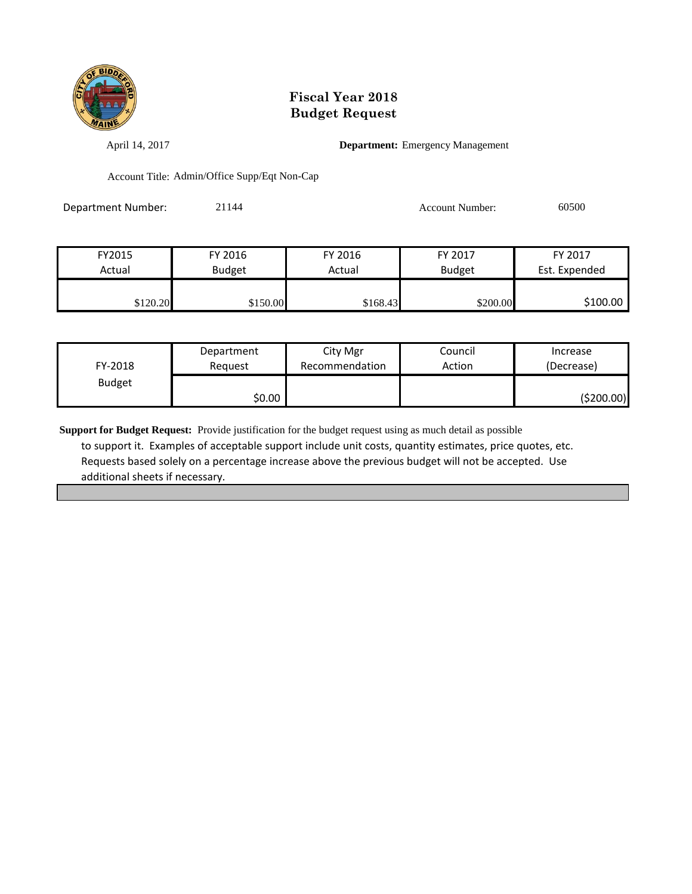# Fiscal Year 2018
# Budget Request

April 14, 2017 **Department:** Emergency Management

Account Title: Admin/Office Supp/Eqt Non-Cap

Department Number: 21144 Account Number: 60500

| FY2015 Actual | FY 2016 Budget | FY 2016 Actual | FY 2017 Budget | FY 2017 Est. Expended |
|---|---|---|---|---|
| $120.20 | $150.00 | $168.43 | $200.00 | $100.00 |

| FY-2018 Budget | Department Request | City Mgr Recommendation | Council Action | Increase (Decrease) |
|---|---|---|---|---|
| | $0.00 | | | ($200.00) |

**Support for Budget Request:** Provide justification for the budget request using as much detail as possible to support it. Examples of acceptable support include unit costs, quantity estimates, price quotes, etc. Requests based solely on a percentage increase above the previous budget will not be accepted. Use additional sheets if necessary.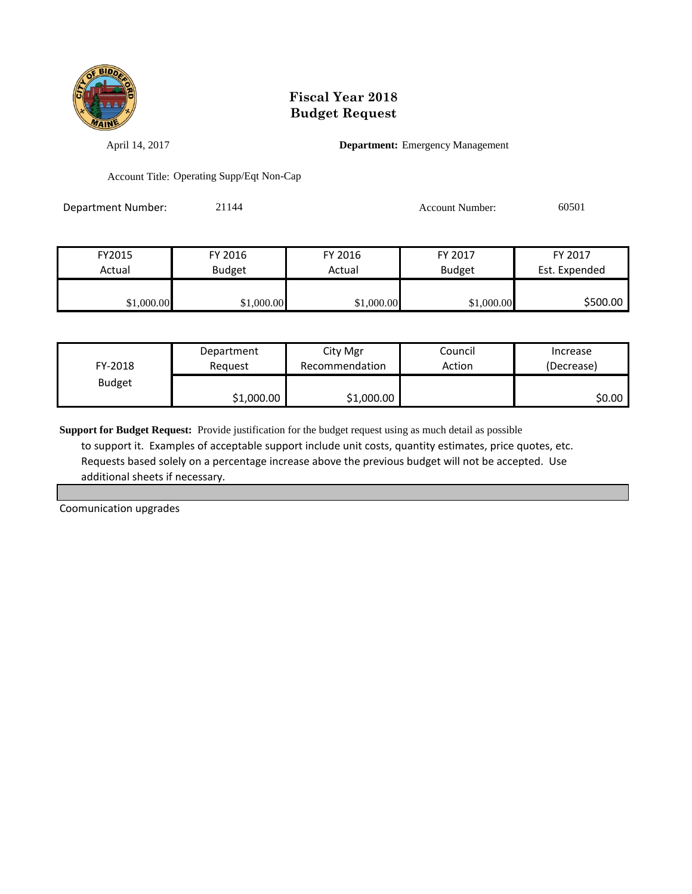# Fiscal Year 2018
# Budget Request

April 14, 2017

**Department:** Emergency Management

Account Title: Operating Supp/Eqt Non-Cap

Department Number: 21144

Account Number: 60501

| FY2015 Actual | FY 2016 Budget | FY 2016 Actual | FY 2017 Budget | FY 2017 Est. Expended |
|---|---|---|---|---|
| $1,000.00 | $1,000.00 | $1,000.00 | $1,000.00 | $500.00 |

| FY-2018 Budget | Department Request | City Mgr Recommendation | Council Action | Increase (Decrease) |
|---|---|---|---|---|
| | $1,000.00 | $1,000.00 | | $0.00 |

**Support for Budget Request:** Provide justification for the budget request using as much detail as possible to support it. Examples of acceptable support include unit costs, quantity estimates, price quotes, etc. Requests based solely on a percentage increase above the previous budget will not be accepted. Use additional sheets if necessary.

Coomunication upgrades